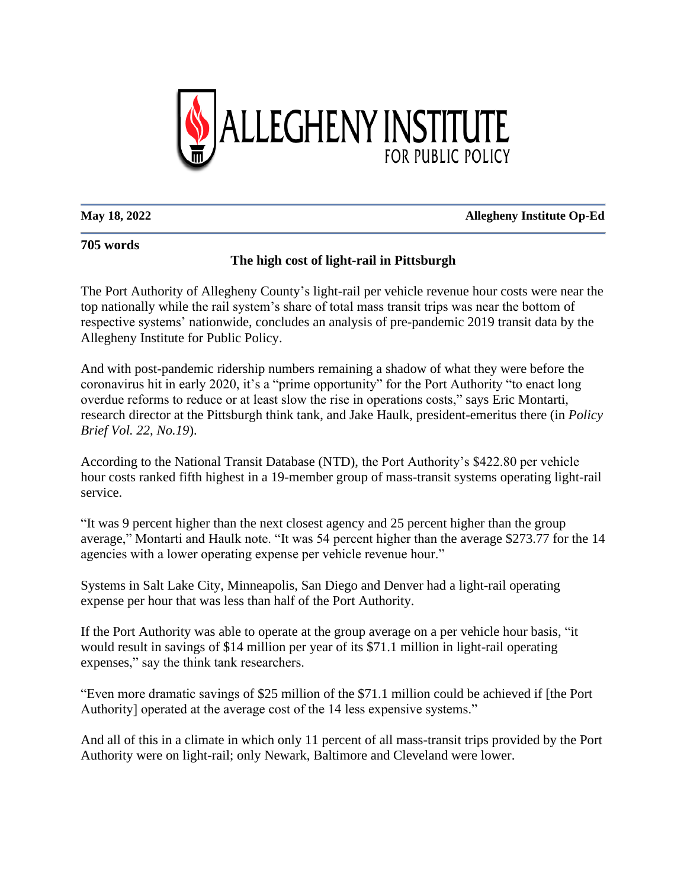ALLEGHENY INSTITUTE
FOR PUBLIC POLICY

**May 18, 2022** **Allegheny Institute Op-Ed**

**705 words**

# The high cost of light-rail in Pittsburgh

The Port Authority of Allegheny County's light-rail per vehicle revenue hour costs were near the top nationally while the rail system's share of total mass transit trips was near the bottom of respective systems' nationwide, concludes an analysis of pre-pandemic 2019 transit data by the Allegheny Institute for Public Policy.

And with post-pandemic ridership numbers remaining a shadow of what they were before the coronavirus hit in early 2020, it's a "prime opportunity" for the Port Authority "to enact long overdue reforms to reduce or at least slow the rise in operations costs," says Eric Montarti, research director at the Pittsburgh think tank, and Jake Haulk, president-emeritus there (in *Policy Brief Vol. 22, No.19*).

According to the National Transit Database (NTD), the Port Authority's $422.80 per vehicle hour costs ranked fifth highest in a 19-member group of mass-transit systems operating light-rail service.

"It was 9 percent higher than the next closest agency and 25 percent higher than the group average," Montarti and Haulk note. "It was 54 percent higher than the average $273.77 for the 14 agencies with a lower operating expense per vehicle revenue hour."

Systems in Salt Lake City, Minneapolis, San Diego and Denver had a light-rail operating expense per hour that was less than half of the Port Authority.

If the Port Authority was able to operate at the group average on a per vehicle hour basis, "it would result in savings of $14 million per year of its $71.1 million in light-rail operating expenses," say the think tank researchers.

"Even more dramatic savings of $25 million of the $71.1 million could be achieved if [the Port Authority] operated at the average cost of the 14 less expensive systems."

And all of this in a climate in which only 11 percent of all mass-transit trips provided by the Port Authority were on light-rail; only Newark, Baltimore and Cleveland were lower.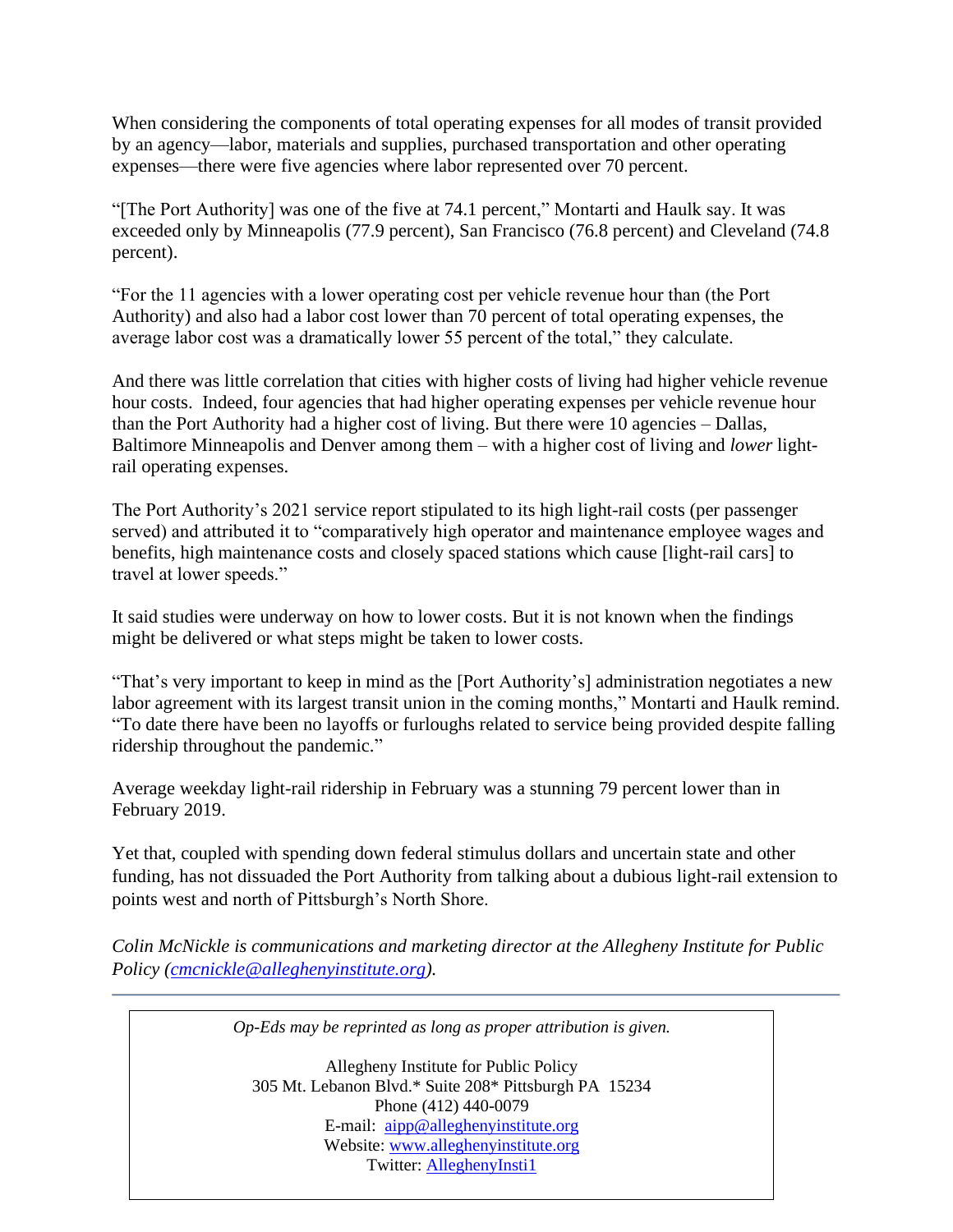When considering the components of total operating expenses for all modes of transit provided by an agency—labor, materials and supplies, purchased transportation and other operating expenses—there were five agencies where labor represented over 70 percent.

"[The Port Authority] was one of the five at 74.1 percent," Montarti and Haulk say. It was exceeded only by Minneapolis (77.9 percent), San Francisco (76.8 percent) and Cleveland (74.8 percent).

"For the 11 agencies with a lower operating cost per vehicle revenue hour than (the Port Authority) and also had a labor cost lower than 70 percent of total operating expenses, the average labor cost was a dramatically lower 55 percent of the total," they calculate.

And there was little correlation that cities with higher costs of living had higher vehicle revenue hour costs. Indeed, four agencies that had higher operating expenses per vehicle revenue hour than the Port Authority had a higher cost of living. But there were 10 agencies – Dallas, Baltimore Minneapolis and Denver among them – with a higher cost of living and *lower* light-rail operating expenses.

The Port Authority's 2021 service report stipulated to its high light-rail costs (per passenger served) and attributed it to "comparatively high operator and maintenance employee wages and benefits, high maintenance costs and closely spaced stations which cause [light-rail cars] to travel at lower speeds."

It said studies were underway on how to lower costs. But it is not known when the findings might be delivered or what steps might be taken to lower costs.

"That's very important to keep in mind as the [Port Authority's] administration negotiates a new labor agreement with its largest transit union in the coming months," Montarti and Haulk remind. "To date there have been no layoffs or furloughs related to service being provided despite falling ridership throughout the pandemic."

Average weekday light-rail ridership in February was a stunning 79 percent lower than in February 2019.

Yet that, coupled with spending down federal stimulus dollars and uncertain state and other funding, has not dissuaded the Port Authority from talking about a dubious light-rail extension to points west and north of Pittsburgh's North Shore.

*Colin McNickle is communications and marketing director at the Allegheny Institute for Public Policy (cmcnickle@alleghenyinstitute.org).*

---

*Op-Eds may be reprinted as long as proper attribution is given.*

Allegheny Institute for Public Policy
305 Mt. Lebanon Blvd.* Suite 208* Pittsburgh PA 15234
Phone (412) 440-0079
E-mail: aipp@alleghenyinstitute.org
Website: www.alleghenyinstitute.org
Twitter: AlleghenyInsti1